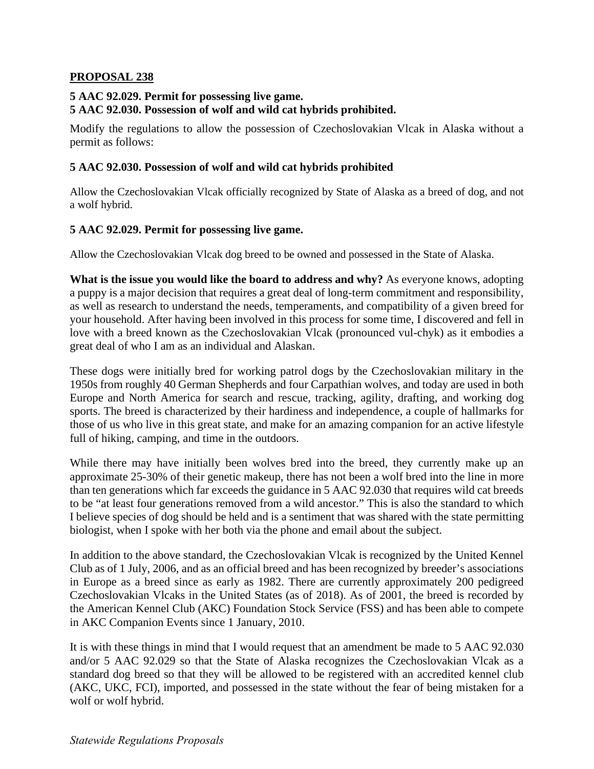**PROPOSAL 238**

**5 AAC 92.029. Permit for possessing live game.**
**5 AAC 92.030. Possession of wolf and wild cat hybrids prohibited.**

Modify the regulations to allow the possession of Czechoslovakian Vlcak in Alaska without a permit as follows:

**5 AAC 92.030. Possession of wolf and wild cat hybrids prohibited**

Allow the Czechoslovakian Vlcak officially recognized by State of Alaska as a breed of dog, and not a wolf hybrid.

**5 AAC 92.029. Permit for possessing live game.**

Allow the Czechoslovakian Vlcak dog breed to be owned and possessed in the State of Alaska.

**What is the issue you would like the board to address and why?** As everyone knows, adopting a puppy is a major decision that requires a great deal of long-term commitment and responsibility, as well as research to understand the needs, temperaments, and compatibility of a given breed for your household. After having been involved in this process for some time, I discovered and fell in love with a breed known as the Czechoslovakian Vlcak (pronounced vul-chyk) as it embodies a great deal of who I am as an individual and Alaskan.

These dogs were initially bred for working patrol dogs by the Czechoslovakian military in the 1950s from roughly 40 German Shepherds and four Carpathian wolves, and today are used in both Europe and North America for search and rescue, tracking, agility, drafting, and working dog sports. The breed is characterized by their hardiness and independence, a couple of hallmarks for those of us who live in this great state, and make for an amazing companion for an active lifestyle full of hiking, camping, and time in the outdoors.

While there may have initially been wolves bred into the breed, they currently make up an approximate 25-30% of their genetic makeup, there has not been a wolf bred into the line in more than ten generations which far exceeds the guidance in 5 AAC 92.030 that requires wild cat breeds to be "at least four generations removed from a wild ancestor." This is also the standard to which I believe species of dog should be held and is a sentiment that was shared with the state permitting biologist, when I spoke with her both via the phone and email about the subject.

In addition to the above standard, the Czechoslovakian Vlcak is recognized by the United Kennel Club as of 1 July, 2006, and as an official breed and has been recognized by breeder's associations in Europe as a breed since as early as 1982. There are currently approximately 200 pedigreed Czechoslovakian Vlcaks in the United States (as of 2018). As of 2001, the breed is recorded by the American Kennel Club (AKC) Foundation Stock Service (FSS) and has been able to compete in AKC Companion Events since 1 January, 2010.

It is with these things in mind that I would request that an amendment be made to 5 AAC 92.030 and/or 5 AAC 92.029 so that the State of Alaska recognizes the Czechoslovakian Vlcak as a standard dog breed so that they will be allowed to be registered with an accredited kennel club (AKC, UKC, FCI), imported, and possessed in the state without the fear of being mistaken for a wolf or wolf hybrid.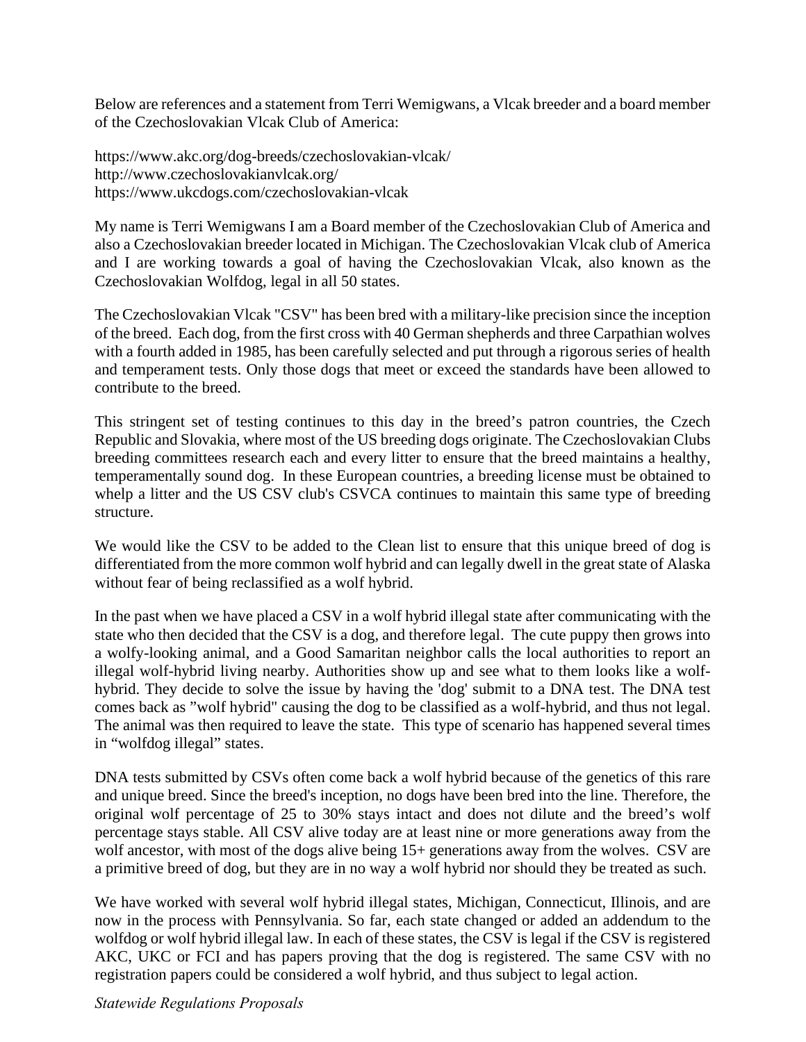Below are references and a statement from Terri Wemigwans, a Vlcak breeder and a board member of the Czechoslovakian Vlcak Club of America:

https://www.akc.org/dog-breeds/czechoslovakian-vlcak/
http://www.czechoslovakianvlcak.org/
https://www.ukcdogs.com/czechoslovakian-vlcak

My name is Terri Wemigwans I am a Board member of the Czechoslovakian Club of America and also a Czechoslovakian breeder located in Michigan. The Czechoslovakian Vlcak club of America and I are working towards a goal of having the Czechoslovakian Vlcak, also known as the Czechoslovakian Wolfdog, legal in all 50 states.

The Czechoslovakian Vlcak "CSV" has been bred with a military-like precision since the inception of the breed. Each dog, from the first cross with 40 German shepherds and three Carpathian wolves with a fourth added in 1985, has been carefully selected and put through a rigorous series of health and temperament tests. Only those dogs that meet or exceed the standards have been allowed to contribute to the breed.

This stringent set of testing continues to this day in the breed's patron countries, the Czech Republic and Slovakia, where most of the US breeding dogs originate. The Czechoslovakian Clubs breeding committees research each and every litter to ensure that the breed maintains a healthy, temperamentally sound dog. In these European countries, a breeding license must be obtained to whelp a litter and the US CSV club's CSVCA continues to maintain this same type of breeding structure.

We would like the CSV to be added to the Clean list to ensure that this unique breed of dog is differentiated from the more common wolf hybrid and can legally dwell in the great state of Alaska without fear of being reclassified as a wolf hybrid.

In the past when we have placed a CSV in a wolf hybrid illegal state after communicating with the state who then decided that the CSV is a dog, and therefore legal. The cute puppy then grows into a wolfy-looking animal, and a Good Samaritan neighbor calls the local authorities to report an illegal wolf-hybrid living nearby. Authorities show up and see what to them looks like a wolf-hybrid. They decide to solve the issue by having the 'dog' submit to a DNA test. The DNA test comes back as "wolf hybrid" causing the dog to be classified as a wolf-hybrid, and thus not legal. The animal was then required to leave the state. This type of scenario has happened several times in "wolfdog illegal" states.

DNA tests submitted by CSVs often come back a wolf hybrid because of the genetics of this rare and unique breed. Since the breed's inception, no dogs have been bred into the line. Therefore, the original wolf percentage of 25 to 30% stays intact and does not dilute and the breed's wolf percentage stays stable. All CSV alive today are at least nine or more generations away from the wolf ancestor, with most of the dogs alive being 15+ generations away from the wolves. CSV are a primitive breed of dog, but they are in no way a wolf hybrid nor should they be treated as such.

We have worked with several wolf hybrid illegal states, Michigan, Connecticut, Illinois, and are now in the process with Pennsylvania. So far, each state changed or added an addendum to the wolfdog or wolf hybrid illegal law. In each of these states, the CSV is legal if the CSV is registered AKC, UKC or FCI and has papers proving that the dog is registered. The same CSV with no registration papers could be considered a wolf hybrid, and thus subject to legal action.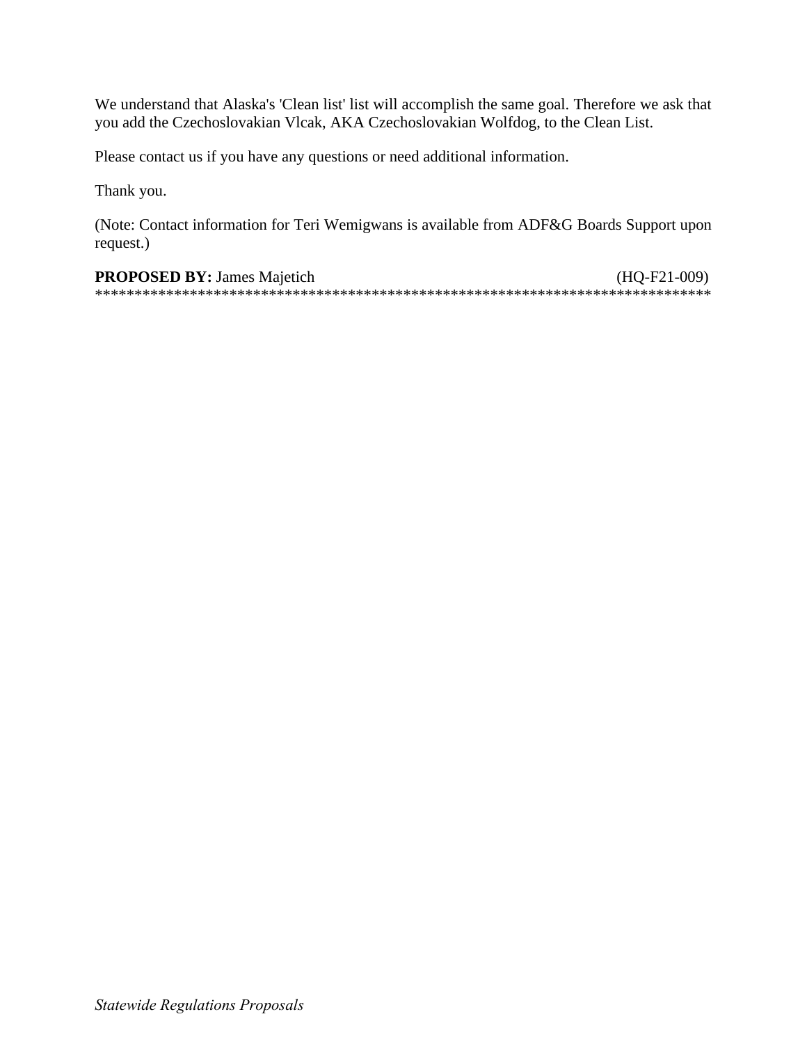We understand that Alaska's 'Clean list' list will accomplish the same goal. Therefore we ask that you add the Czechoslovakian Vlcak, AKA Czechoslovakian Wolfdog, to the Clean List.

Please contact us if you have any questions or need additional information.

Thank you.

(Note: Contact information for Teri Wemigwans is available from ADF&G Boards Support upon request.)

**PROPOSED BY:** James Majetich (HQ-F21-009)

******************************************************************************